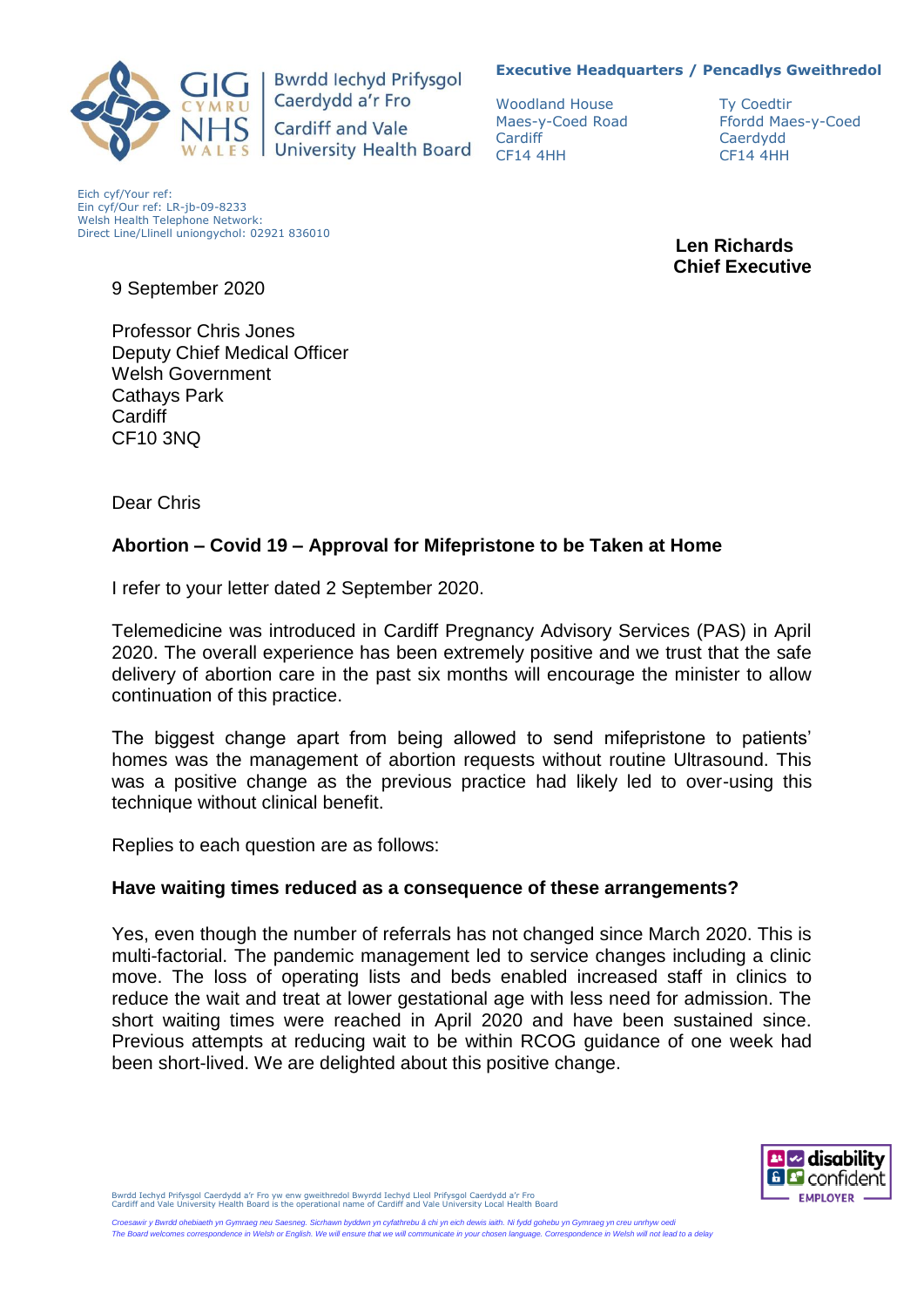Bwrdd Iechyd Prifysgol Caerdydd a'r Fro
Cardiff and Vale University Health Board

**Executive Headquarters / Pencadlys Gweithredol**

Woodland House
Maes-y-Coed Road
Cardiff
CF14 4HH

Ty Coedtir
Ffordd Maes-y-Coed
Caerdydd
CF14 4HH

Eich cyf/Your ref:
Ein cyf/Our ref: LR-jb-09-8233
Welsh Health Telephone Network:
Direct Line/Llinell uniongychol: 02921 836010

**Len Richards**
**Chief Executive**

9 September 2020

Professor Chris Jones
Deputy Chief Medical Officer
Welsh Government
Cathays Park
Cardiff
CF10 3NQ

Dear Chris

**Abortion – Covid 19 – Approval for Mifepristone to be Taken at Home**

I refer to your letter dated 2 September 2020.

Telemedicine was introduced in Cardiff Pregnancy Advisory Services (PAS) in April 2020. The overall experience has been extremely positive and we trust that the safe delivery of abortion care in the past six months will encourage the minister to allow continuation of this practice.

The biggest change apart from being allowed to send mifepristone to patients' homes was the management of abortion requests without routine Ultrasound. This was a positive change as the previous practice had likely led to over-using this technique without clinical benefit.

Replies to each question are as follows:

**Have waiting times reduced as a consequence of these arrangements?**

Yes, even though the number of referrals has not changed since March 2020. This is multi-factorial. The pandemic management led to service changes including a clinic move. The loss of operating lists and beds enabled increased staff in clinics to reduce the wait and treat at lower gestational age with less need for admission. The short waiting times were reached in April 2020 and have been sustained since. Previous attempts at reducing wait to be within RCOG guidance of one week had been short-lived. We are delighted about this positive change.

Bwrdd Iechyd Prifysgol Caerdydd a'r Fro yw enw gweithredol Bwrdd Iechyd Lleol Prifysgol Caerdydd a'r Fro
Cardiff and Vale University Health Board is the operational name of Cardiff and Vale University Local Health Board

*Croesawir y Bwrdd ohebiaeth yn Gymraeg neu Saesneg. Sicrhawn byddwn yn cyfathrebu â chi yn eich dewis iaith. Ni fydd gohebu yn Gymraeg yn creu unrhyw oedi*
*The Board welcomes correspondence in Welsh or English. We will ensure that we will communicate in your chosen language. Correspondence in Welsh will not lead to a delay*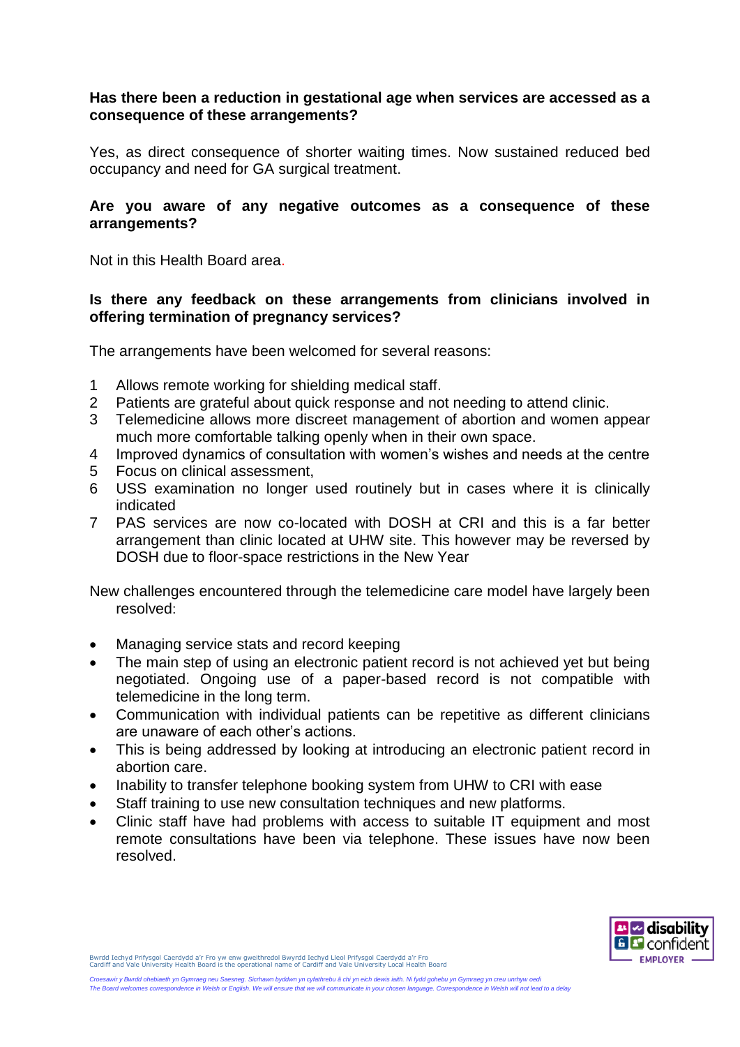**Has there been a reduction in gestational age when services are accessed as a consequence of these arrangements?**

Yes, as direct consequence of shorter waiting times. Now sustained reduced bed occupancy and need for GA surgical treatment.

**Are you aware of any negative outcomes as a consequence of these arrangements?**

Not in this Health Board area.

**Is there any feedback on these arrangements from clinicians involved in offering termination of pregnancy services?**

The arrangements have been welcomed for several reasons:

1. Allows remote working for shielding medical staff.
2. Patients are grateful about quick response and not needing to attend clinic.
3. Telemedicine allows more discreet management of abortion and women appear much more comfortable talking openly when in their own space.
4. Improved dynamics of consultation with women's wishes and needs at the centre
5. Focus on clinical assessment,
6. USS examination no longer used routinely but in cases where it is clinically indicated
7. PAS services are now co-located with DOSH at CRI and this is a far better arrangement than clinic located at UHW site. This however may be reversed by DOSH due to floor-space restrictions in the New Year

New challenges encountered through the telemedicine care model have largely been resolved:

- Managing service stats and record keeping
- The main step of using an electronic patient record is not achieved yet but being negotiated. Ongoing use of a paper-based record is not compatible with telemedicine in the long term.
- Communication with individual patients can be repetitive as different clinicians are unaware of each other's actions.
- This is being addressed by looking at introducing an electronic patient record in abortion care.
- Inability to transfer telephone booking system from UHW to CRI with ease
- Staff training to use new consultation techniques and new platforms.
- Clinic staff have had problems with access to suitable IT equipment and most remote consultations have been via telephone. These issues have now been resolved.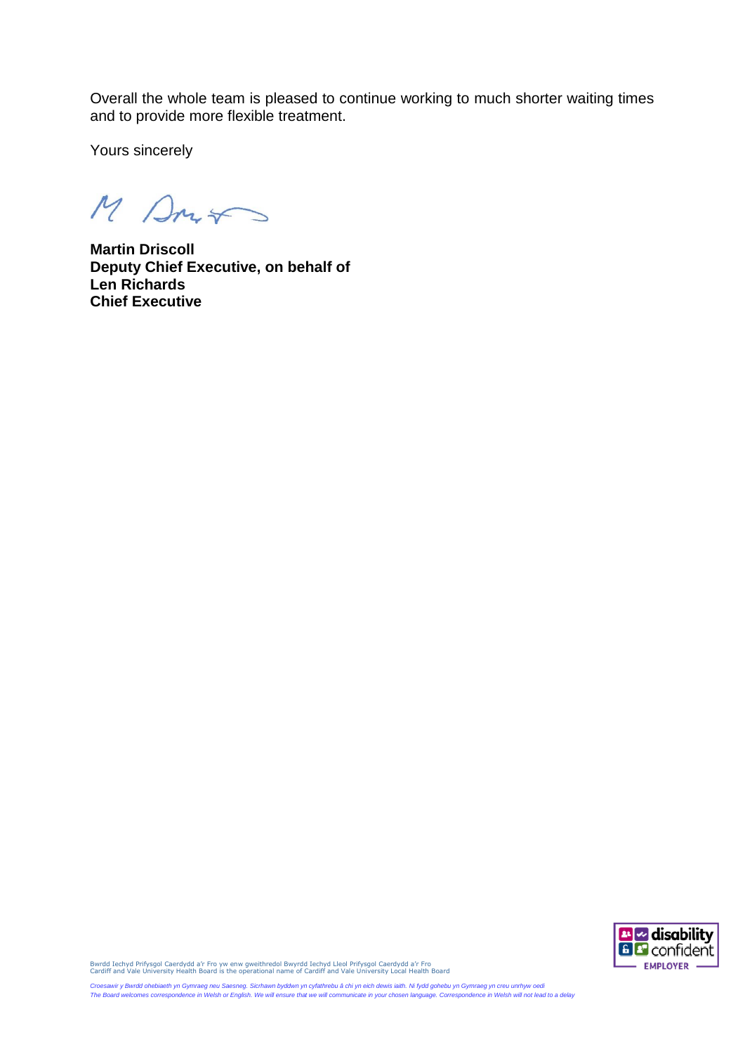Overall the whole team is pleased to continue working to much shorter waiting times and to provide more flexible treatment.

Yours sincerely

**Martin Driscoll**
**Deputy Chief Executive, on behalf of**
**Len Richards**
**Chief Executive**

Bwrdd Iechyd Prifysgol Caerdydd a'r Fro yw enw gweithredol Bwyrdd Iechyd Lleol Prifysgol Caerdydd a'r Fro
Cardiff and Vale University Health Board is the operational name of Cardiff and Vale University Local Health Board

*Croesawir y Bwrdd ohebiaeth yn Gymraeg neu Saesneg. Sicrhawn byddwn yn cyfathrebu â chi yn eich dewis iaith. Ni fydd gohebu yn Gymraeg yn creu unrhyw oedi*
*The Board welcomes correspondence in Welsh or English. We will ensure that we will communicate in your chosen language. Correspondence in Welsh will not lead to a delay*

disability confident EMPLOYER